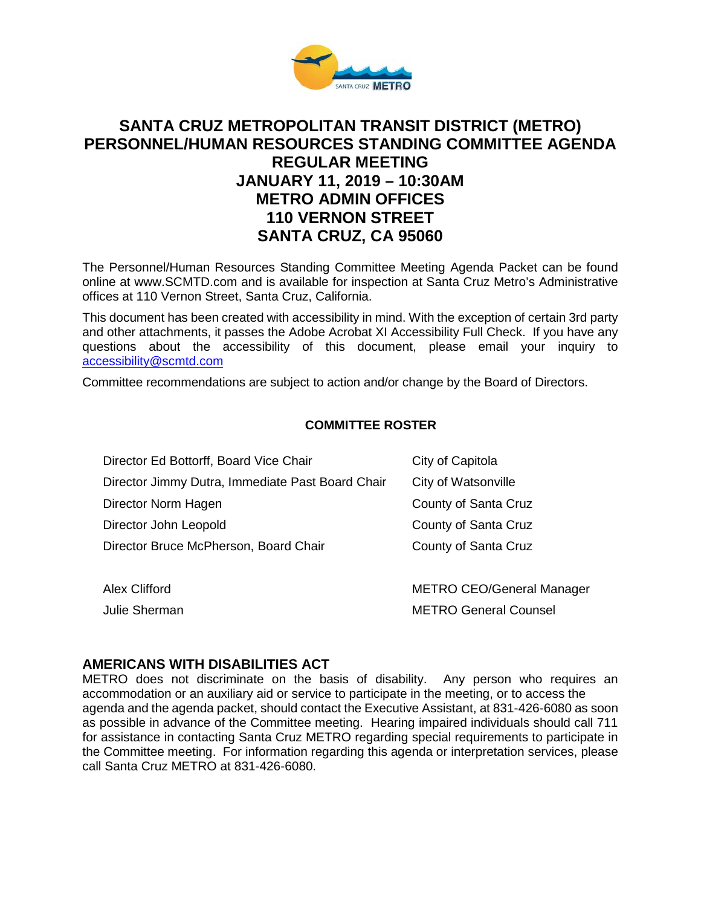# SANTA CRUZ METROPOLITAN TRANSIT DISTRICT (METRO) PERSONNEL/HUMAN RESOURCES STANDING COMMITTEE AGENDA

## REGULAR MEETING

## JANUARY 11, 2019 – 10:30AM

## METRO ADMIN OFFICES

## 110 VERNON STREET

## SANTA CRUZ, CA 95060

The Personnel/Human Resources Standing Committee Meeting Agenda Packet can be found online at www.SCMTD.com and is available for inspection at Santa Cruz Metro's Administrative offices at 110 Vernon Street, Santa Cruz, California.

This document has been created with accessibility in mind. With the exception of certain 3rd party and other attachments, it passes the Adobe Acrobat XI Accessibility Full Check. If you have any questions about the accessibility of this document, please email your inquiry to accessibility@scmtd.com

Committee recommendations are subject to action and/or change by the Board of Directors.

**COMMITTEE ROSTER**

| | |
|---|---|
| Director Ed Bottorff, Board Vice Chair | City of Capitola |
| Director Jimmy Dutra, Immediate Past Board Chair | City of Watsonville |
| Director Norm Hagen | County of Santa Cruz |
| Director John Leopold | County of Santa Cruz |
| Director Bruce McPherson, Board Chair | County of Santa Cruz |
| | |
| Alex Clifford | METRO CEO/General Manager |
| Julie Sherman | METRO General Counsel |

### AMERICANS WITH DISABILITIES ACT

METRO does not discriminate on the basis of disability. Any person who requires an accommodation or an auxiliary aid or service to participate in the meeting, or to access the agenda and the agenda packet, should contact the Executive Assistant, at 831-426-6080 as soon as possible in advance of the Committee meeting. Hearing impaired individuals should call 711 for assistance in contacting Santa Cruz METRO regarding special requirements to participate in the Committee meeting. For information regarding this agenda or interpretation services, please call Santa Cruz METRO at 831-426-6080.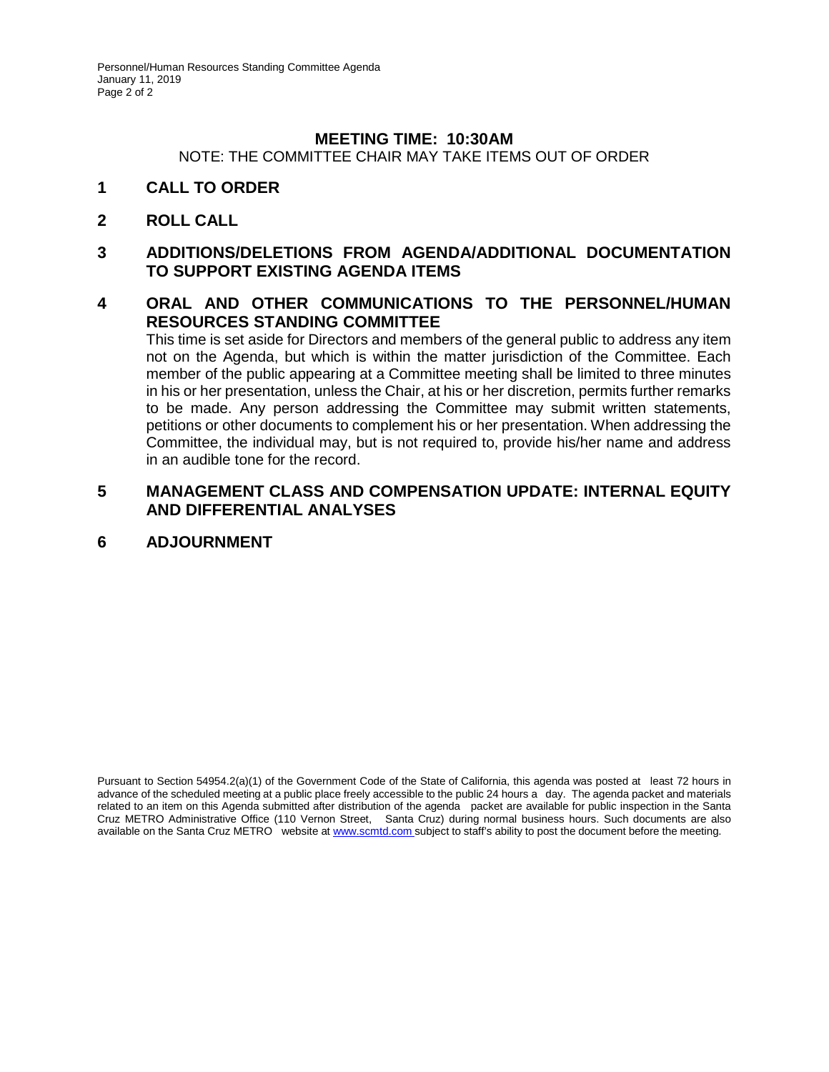## MEETING TIME: 10:30AM

NOTE: THE COMMITTEE CHAIR MAY TAKE ITEMS OUT OF ORDER

## 1 CALL TO ORDER

## 2 ROLL CALL

## 3 ADDITIONS/DELETIONS FROM AGENDA/ADDITIONAL DOCUMENTATION TO SUPPORT EXISTING AGENDA ITEMS

## 4 ORAL AND OTHER COMMUNICATIONS TO THE PERSONNEL/HUMAN RESOURCES STANDING COMMITTEE

This time is set aside for Directors and members of the general public to address any item not on the Agenda, but which is within the matter jurisdiction of the Committee. Each member of the public appearing at a Committee meeting shall be limited to three minutes in his or her presentation, unless the Chair, at his or her discretion, permits further remarks to be made. Any person addressing the Committee may submit written statements, petitions or other documents to complement his or her presentation. When addressing the Committee, the individual may, but is not required to, provide his/her name and address in an audible tone for the record.

## 5 MANAGEMENT CLASS AND COMPENSATION UPDATE: INTERNAL EQUITY AND DIFFERENTIAL ANALYSES

## 6 ADJOURNMENT

Pursuant to Section 54954.2(a)(1) of the Government Code of the State of California, this agenda was posted at least 72 hours in advance of the scheduled meeting at a public place freely accessible to the public 24 hours a day. The agenda packet and materials related to an item on this Agenda submitted after distribution of the agenda packet are available for public inspection in the Santa Cruz METRO Administrative Office (110 Vernon Street, Santa Cruz) during normal business hours. Such documents are also available on the Santa Cruz METRO website at www.scmtd.com subject to staff's ability to post the document before the meeting.